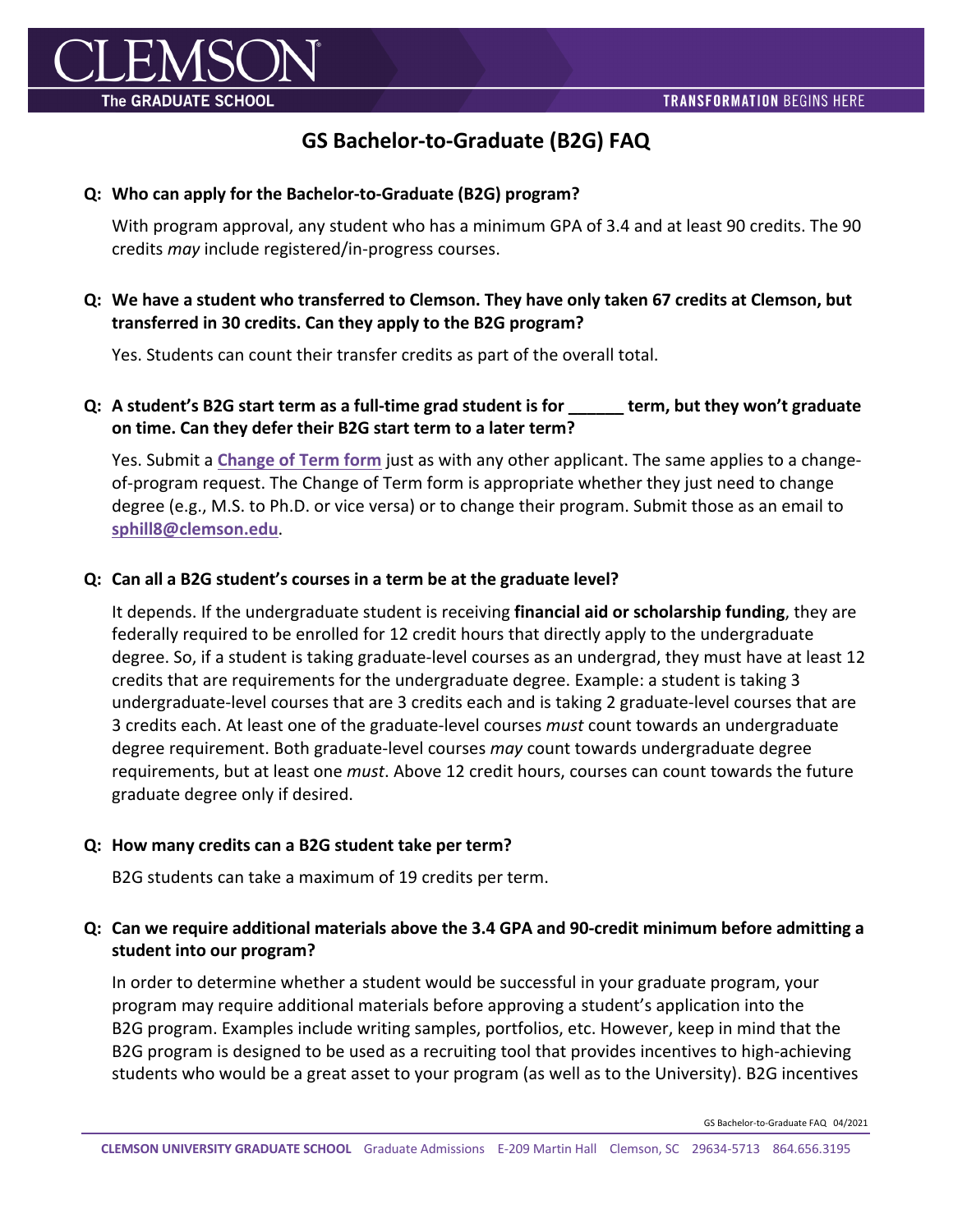# GS Bachelor-to-Graduate (B2G) FAQ

**Q: Who can apply for the Bachelor-to-Graduate (B2G) program?**

With program approval, any student who has a minimum GPA of 3.4 and at least 90 credits. The 90 credits *may* include registered/in-progress courses.

**Q: We have a student who transferred to Clemson. They have only taken 67 credits at Clemson, but transferred in 30 credits. Can they apply to the B2G program?**

Yes. Students can count their transfer credits as part of the overall total.

**Q: A student's B2G start term as a full-time grad student is for ______ term, but they won't graduate on time. Can they defer their B2G start term to a later term?**

Yes. Submit a **Change of Term form** just as with any other applicant. The same applies to a change-of-program request. The Change of Term form is appropriate whether they just need to change degree (e.g., M.S. to Ph.D. or vice versa) or to change their program. Submit those as an email to **sphill8@clemson.edu**.

**Q: Can all a B2G student's courses in a term be at the graduate level?**

It depends. If the undergraduate student is receiving **financial aid or scholarship funding**, they are federally required to be enrolled for 12 credit hours that directly apply to the undergraduate degree. So, if a student is taking graduate-level courses as an undergrad, they must have at least 12 credits that are requirements for the undergraduate degree. Example: a student is taking 3 undergraduate-level courses that are 3 credits each and is taking 2 graduate-level courses that are 3 credits each. At least one of the graduate-level courses *must* count towards an undergraduate degree requirement. Both graduate-level courses *may* count towards undergraduate degree requirements, but at least one *must*. Above 12 credit hours, courses can count towards the future graduate degree only if desired.

**Q: How many credits can a B2G student take per term?**

B2G students can take a maximum of 19 credits per term.

**Q: Can we require additional materials above the 3.4 GPA and 90-credit minimum before admitting a student into our program?**

In order to determine whether a student would be successful in your graduate program, your program may require additional materials before approving a student's application into the B2G program. Examples include writing samples, portfolios, etc. However, keep in mind that the B2G program is designed to be used as a recruiting tool that provides incentives to high-achieving students who would be a great asset to your program (as well as to the University). B2G incentives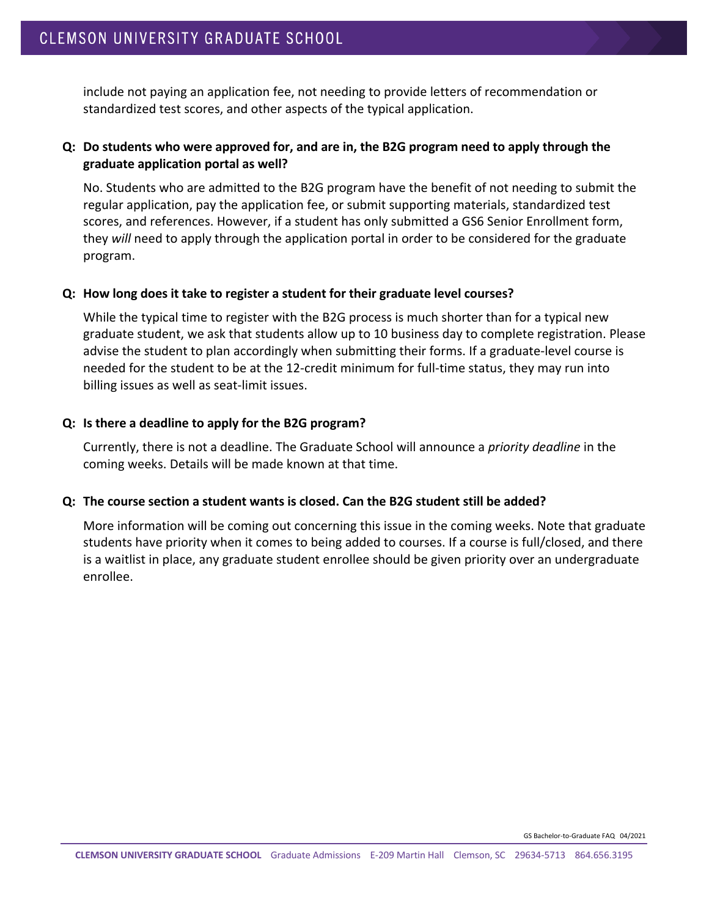include not paying an application fee, not needing to provide letters of recommendation or standardized test scores, and other aspects of the typical application.

**Q: Do students who were approved for, and are in, the B2G program need to apply through the graduate application portal as well?**

No. Students who are admitted to the B2G program have the benefit of not needing to submit the regular application, pay the application fee, or submit supporting materials, standardized test scores, and references. However, if a student has only submitted a GS6 Senior Enrollment form, they *will* need to apply through the application portal in order to be considered for the graduate program.

**Q: How long does it take to register a student for their graduate level courses?**

While the typical time to register with the B2G process is much shorter than for a typical new graduate student, we ask that students allow up to 10 business day to complete registration. Please advise the student to plan accordingly when submitting their forms. If a graduate-level course is needed for the student to be at the 12-credit minimum for full-time status, they may run into billing issues as well as seat-limit issues.

**Q: Is there a deadline to apply for the B2G program?**

Currently, there is not a deadline. The Graduate School will announce a *priority deadline* in the coming weeks. Details will be made known at that time.

**Q: The course section a student wants is closed. Can the B2G student still be added?**

More information will be coming out concerning this issue in the coming weeks. Note that graduate students have priority when it comes to being added to courses. If a course is full/closed, and there is a waitlist in place, any graduate student enrollee should be given priority over an undergraduate enrollee.